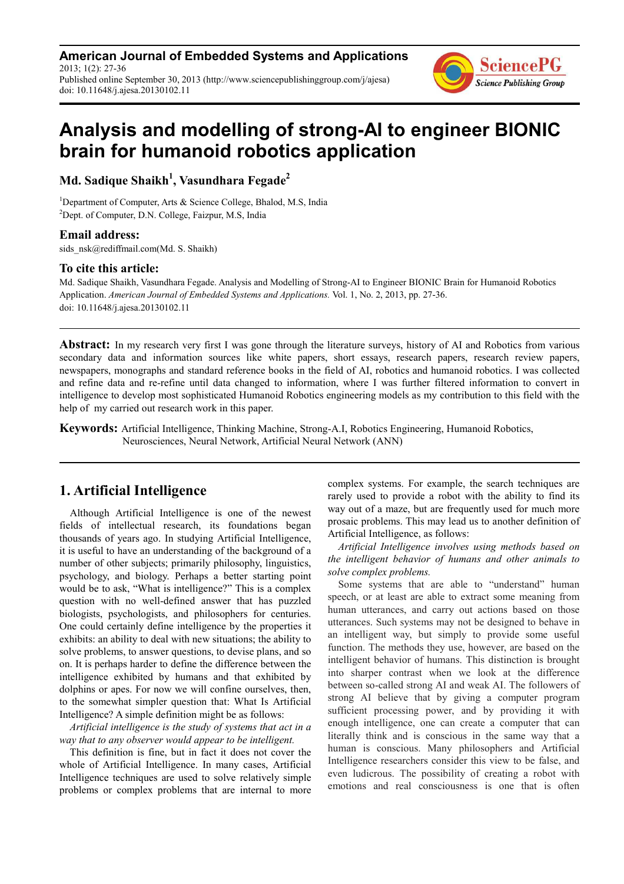American Journal of Embedded Systems and Applications
2013; 1(2): 27-36
Published online September 30, 2013 (http://www.sciencepublishinggroup.com/j/ajesa)
doi: 10.11648/j.ajesa.20130102.11

# Analysis and modelling of strong-AI to engineer BIONIC brain for humanoid robotics application

**Md. Sadique Shaikh[1], Vasundhara Fegade[2]**

[1]Department of Computer, Arts & Science College, Bhalod, M.S, India
[2]Dept. of Computer, D.N. College, Faizpur, M.S, India

### Email address:

sids_nsk@rediffmail.com(Md. S. Shaikh)

### To cite this article:

Md. Sadique Shaikh, Vasundhara Fegade. Analysis and Modelling of Strong-AI to Engineer BIONIC Brain for Humanoid Robotics Application. *American Journal of Embedded Systems and Applications.* Vol. 1, No. 2, 2013, pp. 27-36.
doi: 10.11648/j.ajesa.20130102.11

---

**Abstract:** In my research very first I was gone through the literature surveys, history of AI and Robotics from various secondary data and information sources like white papers, short essays, research papers, research review papers, newspapers, monographs and standard reference books in the field of AI, robotics and humanoid robotics. I was collected and refine data and re-refine until data changed to information, where I was further filtered information to convert in intelligence to develop most sophisticated Humanoid Robotics engineering models as my contribution to this field with the help of my carried out research work in this paper.

**Keywords:** Artificial Intelligence, Thinking Machine, Strong-A.I, Robotics Engineering, Humanoid Robotics, Neurosciences, Neural Network, Artificial Neural Network (ANN)

---

## 1. Artificial Intelligence

Although Artificial Intelligence is one of the newest fields of intellectual research, its foundations began thousands of years ago. In studying Artificial Intelligence, it is useful to have an understanding of the background of a number of other subjects; primarily philosophy, linguistics, psychology, and biology. Perhaps a better starting point would be to ask, "What is intelligence?" This is a complex question with no well-defined answer that has puzzled biologists, psychologists, and philosophers for centuries. One could certainly define intelligence by the properties it exhibits: an ability to deal with new situations; the ability to solve problems, to answer questions, to devise plans, and so on. It is perhaps harder to define the difference between the intelligence exhibited by humans and that exhibited by dolphins or apes. For now we will confine ourselves, then, to the somewhat simpler question that: What Is Artificial Intelligence? A simple definition might be as follows:

*Artificial intelligence is the study of systems that act in a way that to any observer would appear to be intelligent.*

This definition is fine, but in fact it does not cover the whole of Artificial Intelligence. In many cases, Artificial Intelligence techniques are used to solve relatively simple problems or complex problems that are internal to more complex systems. For example, the search techniques are rarely used to provide a robot with the ability to find its way out of a maze, but are frequently used for much more prosaic problems. This may lead us to another definition of Artificial Intelligence, as follows:

*Artificial Intelligence involves using methods based on the intelligent behavior of humans and other animals to solve complex problems.*

Some systems that are able to "understand" human speech, or at least are able to extract some meaning from human utterances, and carry out actions based on those utterances. Such systems may not be designed to behave in an intelligent way, but simply to provide some useful function. The methods they use, however, are based on the intelligent behavior of humans. This distinction is brought into sharper contrast when we look at the difference between so-called strong AI and weak AI. The followers of strong AI believe that by giving a computer program sufficient processing power, and by providing it with enough intelligence, one can create a computer that can literally think and is conscious in the same way that a human is conscious. Many philosophers and Artificial Intelligence researchers consider this view to be false, and even ludicrous. The possibility of creating a robot with emotions and real consciousness is one that is often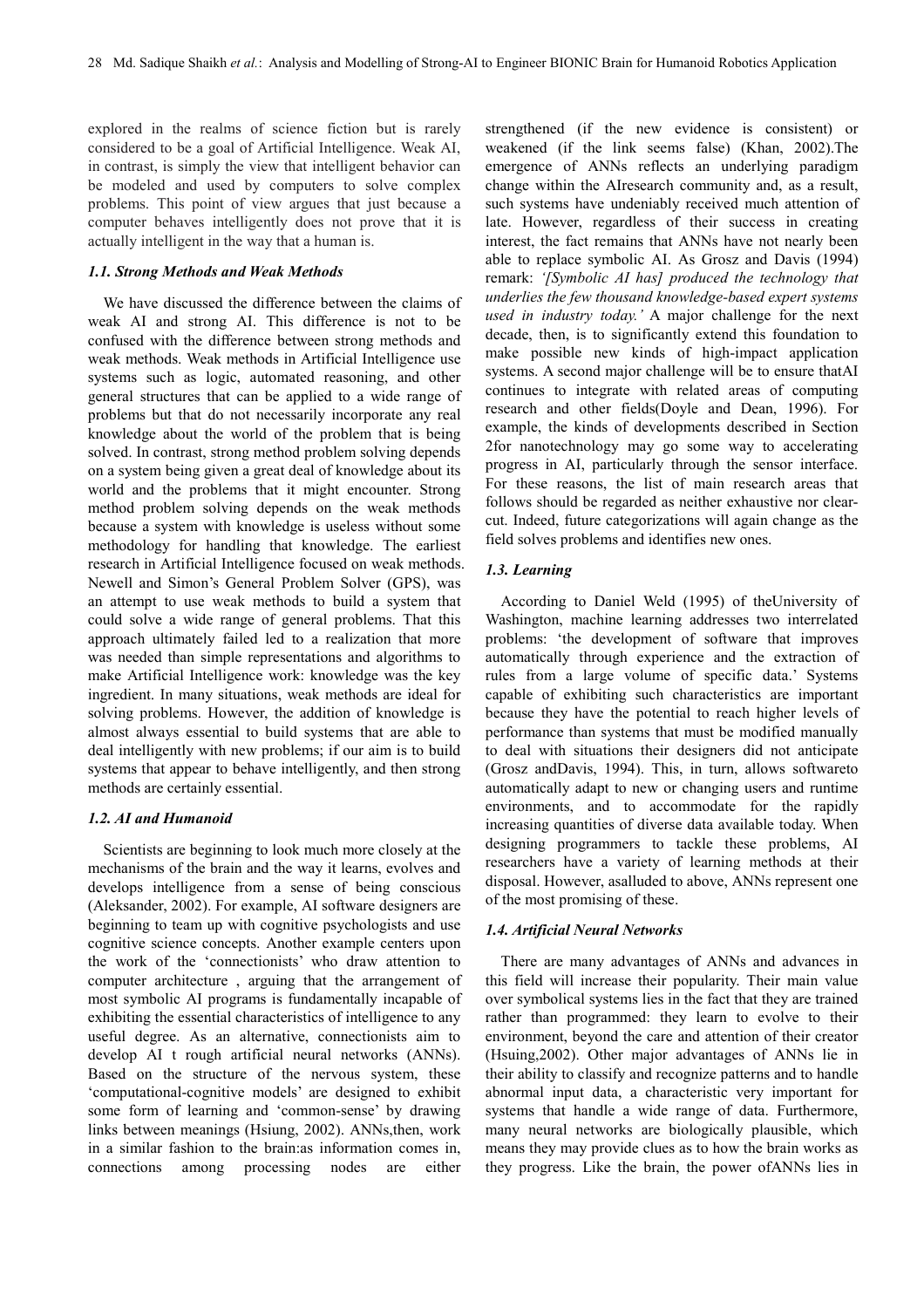explored in the realms of science fiction but is rarely considered to be a goal of Artificial Intelligence. Weak AI, in contrast, is simply the view that intelligent behavior can be modeled and used by computers to solve complex problems. This point of view argues that just because a computer behaves intelligently does not prove that it is actually intelligent in the way that a human is.

### *1.1. Strong Methods and Weak Methods*

We have discussed the difference between the claims of weak AI and strong AI. This difference is not to be confused with the difference between strong methods and weak methods. Weak methods in Artificial Intelligence use systems such as logic, automated reasoning, and other general structures that can be applied to a wide range of problems but that do not necessarily incorporate any real knowledge about the world of the problem that is being solved. In contrast, strong method problem solving depends on a system being given a great deal of knowledge about its world and the problems that it might encounter. Strong method problem solving depends on the weak methods because a system with knowledge is useless without some methodology for handling that knowledge. The earliest research in Artificial Intelligence focused on weak methods. Newell and Simon's General Problem Solver (GPS), was an attempt to use weak methods to build a system that could solve a wide range of general problems. That this approach ultimately failed led to a realization that more was needed than simple representations and algorithms to make Artificial Intelligence work: knowledge was the key ingredient. In many situations, weak methods are ideal for solving problems. However, the addition of knowledge is almost always essential to build systems that are able to deal intelligently with new problems; if our aim is to build systems that appear to behave intelligently, and then strong methods are certainly essential.

### *1.2. AI and Humanoid*

Scientists are beginning to look much more closely at the mechanisms of the brain and the way it learns, evolves and develops intelligence from a sense of being conscious (Aleksander, 2002). For example, AI software designers are beginning to team up with cognitive psychologists and use cognitive science concepts. Another example centers upon the work of the 'connectionists' who draw attention to computer architecture , arguing that the arrangement of most symbolic AI programs is fundamentally incapable of exhibiting the essential characteristics of intelligence to any useful degree. As an alternative, connectionists aim to develop AI t rough artificial neural networks (ANNs). Based on the structure of the nervous system, these 'computational-cognitive models' are designed to exhibit some form of learning and 'common-sense' by drawing links between meanings (Hsiung, 2002). ANNs,then, work in a similar fashion to the brain:as information comes in, connections among processing nodes are either strengthened (if the new evidence is consistent) or weakened (if the link seems false) (Khan, 2002).The emergence of ANNs reflects an underlying paradigm change within the AIresearch community and, as a result, such systems have undeniably received much attention of late. However, regardless of their success in creating interest, the fact remains that ANNs have not nearly been able to replace symbolic AI. As Grosz and Davis (1994) remark: *'[Symbolic AI has] produced the technology that underlies the few thousand knowledge-based expert systems used in industry today.'* A major challenge for the next decade, then, is to significantly extend this foundation to make possible new kinds of high-impact application systems. A second major challenge will be to ensure thatAI continues to integrate with related areas of computing research and other fields(Doyle and Dean, 1996). For example, the kinds of developments described in Section 2for nanotechnology may go some way to accelerating progress in AI, particularly through the sensor interface. For these reasons, the list of main research areas that follows should be regarded as neither exhaustive nor clear-cut. Indeed, future categorizations will again change as the field solves problems and identifies new ones.

### *1.3. Learning*

According to Daniel Weld (1995) of theUniversity of Washington, machine learning addresses two interrelated problems: 'the development of software that improves automatically through experience and the extraction of rules from a large volume of specific data.' Systems capable of exhibiting such characteristics are important because they have the potential to reach higher levels of performance than systems that must be modified manually to deal with situations their designers did not anticipate (Grosz andDavis, 1994). This, in turn, allows softwareto automatically adapt to new or changing users and runtime environments, and to accommodate for the rapidly increasing quantities of diverse data available today. When designing programmers to tackle these problems, AI researchers have a variety of learning methods at their disposal. However, asalluded to above, ANNs represent one of the most promising of these.

### *1.4. Artificial Neural Networks*

There are many advantages of ANNs and advances in this field will increase their popularity. Their main value over symbolical systems lies in the fact that they are trained rather than programmed: they learn to evolve to their environment, beyond the care and attention of their creator (Hsuing,2002). Other major advantages of ANNs lie in their ability to classify and recognize patterns and to handle abnormal input data, a characteristic very important for systems that handle a wide range of data. Furthermore, many neural networks are biologically plausible, which means they may provide clues as to how the brain works as they progress. Like the brain, the power ofANNs lies in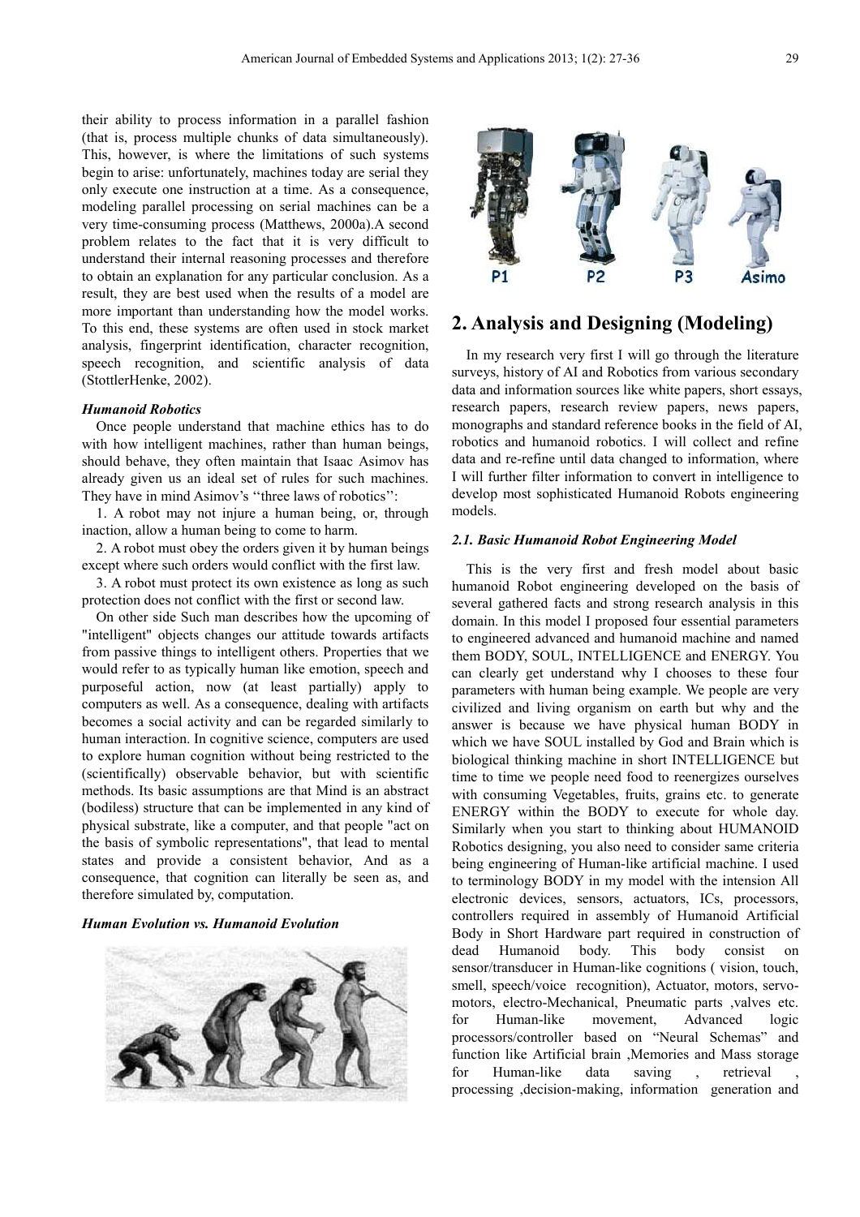their ability to process information in a parallel fashion (that is, process multiple chunks of data simultaneously). This, however, is where the limitations of such systems begin to arise: unfortunately, machines today are serial they only execute one instruction at a time. As a consequence, modeling parallel processing on serial machines can be a very time-consuming process (Matthews, 2000a).A second problem relates to the fact that it is very difficult to understand their internal reasoning processes and therefore to obtain an explanation for any particular conclusion. As a result, they are best used when the results of a model are more important than understanding how the model works. To this end, these systems are often used in stock market analysis, fingerprint identification, character recognition, speech recognition, and scientific analysis of data (StottlerHenke, 2002).

***Humanoid Robotics***

Once people understand that machine ethics has to do with how intelligent machines, rather than human beings, should behave, they often maintain that Isaac Asimov has already given us an ideal set of rules for such machines. They have in mind Asimov's ''three laws of robotics'':

1. A robot may not injure a human being, or, through inaction, allow a human being to come to harm.

2. A robot must obey the orders given it by human beings except where such orders would conflict with the first law.

3. A robot must protect its own existence as long as such protection does not conflict with the first or second law.

On other side Such man describes how the upcoming of "intelligent" objects changes our attitude towards artifacts from passive things to intelligent others. Properties that we would refer to as typically human like emotion, speech and purposeful action, now (at least partially) apply to computers as well. As a consequence, dealing with artifacts becomes a social activity and can be regarded similarly to human interaction. In cognitive science, computers are used to explore human cognition without being restricted to the (scientifically) observable behavior, but with scientific methods. Its basic assumptions are that Mind is an abstract (bodiless) structure that can be implemented in any kind of physical substrate, like a computer, and that people "act on the basis of symbolic representations", that lead to mental states and provide a consistent behavior, And as a consequence, that cognition can literally be seen as, and therefore simulated by, computation.

***Human Evolution vs. Humanoid Evolution***

P1 P2 P3 Asimo

## 2. Analysis and Designing (Modeling)

In my research very first I will go through the literature surveys, history of AI and Robotics from various secondary data and information sources like white papers, short essays, research papers, research review papers, news papers, monographs and standard reference books in the field of AI, robotics and humanoid robotics. I will collect and refine data and re-refine until data changed to information, where I will further filter information to convert in intelligence to develop most sophisticated Humanoid Robots engineering models.

### *2.1. Basic Humanoid Robot Engineering Model*

This is the very first and fresh model about basic humanoid Robot engineering developed on the basis of several gathered facts and strong research analysis in this domain. In this model I proposed four essential parameters to engineered advanced and humanoid machine and named them BODY, SOUL, INTELLIGENCE and ENERGY. You can clearly get understand why I chooses to these four parameters with human being example. We people are very civilized and living organism on earth but why and the answer is because we have physical human BODY in which we have SOUL installed by God and Brain which is biological thinking machine in short INTELLIGENCE but time to time we people need food to reenergizes ourselves with consuming Vegetables, fruits, grains etc. to generate ENERGY within the BODY to execute for whole day. Similarly when you start to thinking about HUMANOID Robotics designing, you also need to consider same criteria being engineering of Human-like artificial machine. I used to terminology BODY in my model with the intension All electronic devices, sensors, actuators, ICs, processors, controllers required in assembly of Humanoid Artificial Body in Short Hardware part required in construction of dead Humanoid body. This body consist on sensor/transducer in Human-like cognitions ( vision, touch, smell, speech/voice recognition), Actuator, motors, servo-motors, electro-Mechanical, Pneumatic parts ,valves etc. for Human-like movement, Advanced logic processors/controller based on "Neural Schemas" and function like Artificial brain ,Memories and Mass storage for Human-like data saving , retrieval , processing ,decision-making, information generation and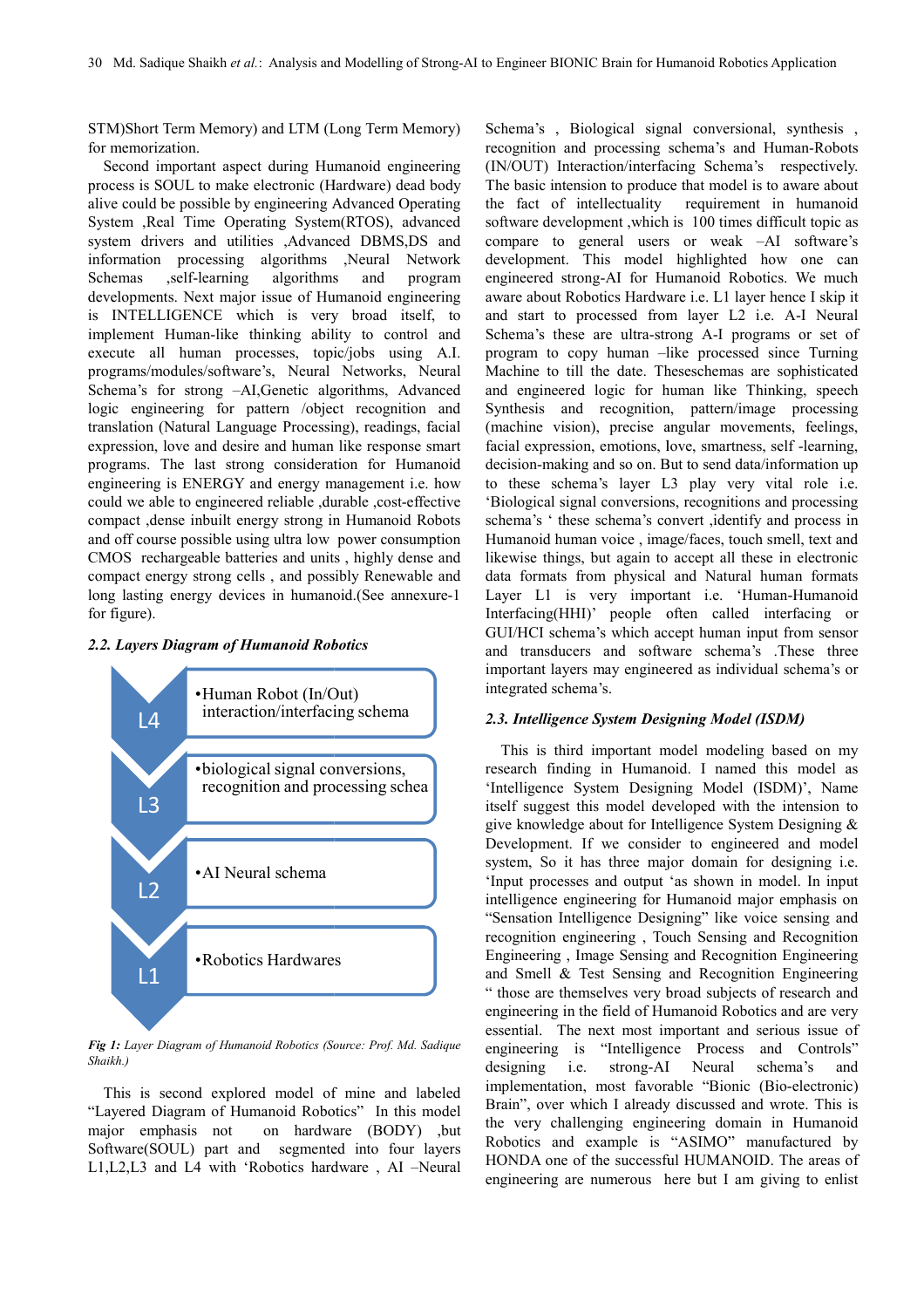STM)Short Term Memory) and LTM (Long Term Memory) for memorization.

Second important aspect during Humanoid engineering process is SOUL to make electronic (Hardware) dead body alive could be possible by engineering Advanced Operating System ,Real Time Operating System(RTOS), advanced system drivers and utilities ,Advanced DBMS,DS and information processing algorithms ,Neural Network Schemas ,self-learning algorithms and program developments. Next major issue of Humanoid engineering is INTELLIGENCE which is very broad itself, to implement Human-like thinking ability to control and execute all human processes, topic/jobs using A.I. programs/modules/software's, Neural Networks, Neural Schema's for strong –AI,Genetic algorithms, Advanced logic engineering for pattern /object recognition and translation (Natural Language Processing), readings, facial expression, love and desire and human like response smart programs. The last strong consideration for Humanoid engineering is ENERGY and energy management i.e. how could we able to engineered reliable ,durable ,cost-effective compact ,dense inbuilt energy strong in Humanoid Robots and off course possible using ultra low power consumption CMOS rechargeable batteries and units , highly dense and compact energy strong cells , and possibly Renewable and long lasting energy devices in humanoid.(See annexure-1 for figure).

### 2.2. Layers Diagram of Humanoid Robotics

| Layer | Schema |
| --- | --- |
| L4 | •Human Robot (In/Out) interaction/interfacing schema |
| L3 | •biological signal conversions, recognition and processing schea |
| L2 | •AI Neural schema |
| L1 | •Robotics Hardwares |

*Fig 1: Layer Diagram of Humanoid Robotics (Source: Prof. Md. Sadique Shaikh.)*

This is second explored model of mine and labeled "Layered Diagram of Humanoid Robotics" In this model major emphasis not on hardware (BODY) ,but Software(SOUL) part and segmented into four layers L1,L2,L3 and L4 with 'Robotics hardware , AI –Neural Schema's , Biological signal conversional, synthesis , recognition and processing schema's and Human-Robots (IN/OUT) Interaction/interfacing Schema's respectively. The basic intension to produce that model is to aware about the fact of intellectuality requirement in humanoid software development ,which is 100 times difficult topic as compare to general users or weak –AI software's development. This model highlighted how one can engineered strong-AI for Humanoid Robotics. We much aware about Robotics Hardware i.e. L1 layer hence I skip it and start to processed from layer L2 i.e. A-I Neural Schema's these are ultra-strong A-I programs or set of program to copy human –like processed since Turning Machine to till the date. Theseschemas are sophisticated and engineered logic for human like Thinking, speech Synthesis and recognition, pattern/image processing (machine vision), precise angular movements, feelings, facial expression, emotions, love, smartness, self -learning, decision-making and so on. But to send data/information up to these schema's layer L3 play very vital role i.e. 'Biological signal conversions, recognitions and processing schema's ' these schema's convert ,identify and process in Humanoid human voice , image/faces, touch smell, text and likewise things, but again to accept all these in electronic data formats from physical and Natural human formats Layer L1 is very important i.e. 'Human-Humanoid Interfacing(HHI)' people often called interfacing or GUI/HCI schema's which accept human input from sensor and transducers and software schema's .These three important layers may engineered as individual schema's or integrated schema's.

### 2.3. Intelligence System Designing Model (ISDM)

This is third important model modeling based on my research finding in Humanoid. I named this model as 'Intelligence System Designing Model (ISDM)', Name itself suggest this model developed with the intension to give knowledge about for Intelligence System Designing & Development. If we consider to engineered and model system, So it has three major domain for designing i.e. 'Input processes and output 'as shown in model. In input intelligence engineering for Humanoid major emphasis on "Sensation Intelligence Designing" like voice sensing and recognition engineering , Touch Sensing and Recognition Engineering , Image Sensing and Recognition Engineering and Smell & Test Sensing and Recognition Engineering " those are themselves very broad subjects of research and engineering in the field of Humanoid Robotics and are very essential. The next most important and serious issue of engineering is "Intelligence Process and Controls" designing i.e. strong-AI Neural schema's and implementation, most favorable "Bionic (Bio-electronic) Brain", over which I already discussed and wrote. This is the very challenging engineering domain in Humanoid Robotics and example is "ASIMO" manufactured by HONDA one of the successful HUMANOID. The areas of engineering are numerous here but I am giving to enlist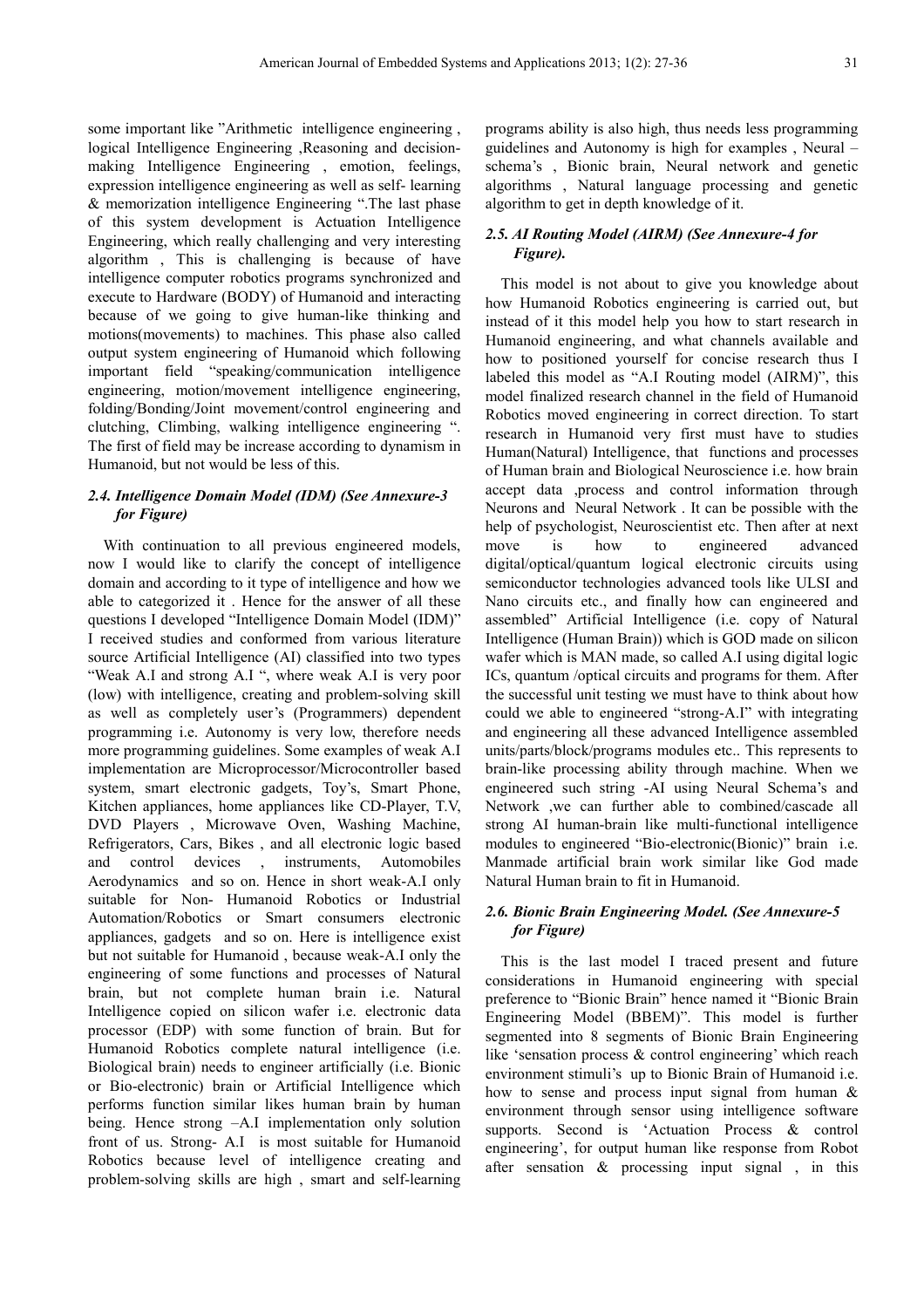some important like "Arithmetic intelligence engineering , logical Intelligence Engineering ,Reasoning and decision-making Intelligence Engineering , emotion, feelings, expression intelligence engineering as well as self- learning & memorization intelligence Engineering ".The last phase of this system development is Actuation Intelligence Engineering, which really challenging and very interesting algorithm , This is challenging is because of have intelligence computer robotics programs synchronized and execute to Hardware (BODY) of Humanoid and interacting because of we going to give human-like thinking and motions(movements) to machines. This phase also called output system engineering of Humanoid which following important field "speaking/communication intelligence engineering, motion/movement intelligence engineering, folding/Bonding/Joint movement/control engineering and clutching, Climbing, walking intelligence engineering ". The first of field may be increase according to dynamism in Humanoid, but not would be less of this.

### *2.4. Intelligence Domain Model (IDM) (See Annexure-3 for Figure)*

With continuation to all previous engineered models, now I would like to clarify the concept of intelligence domain and according to it type of intelligence and how we able to categorized it . Hence for the answer of all these questions I developed "Intelligence Domain Model (IDM)" I received studies and conformed from various literature source Artificial Intelligence (AI) classified into two types "Weak A.I and strong A.I ", where weak A.I is very poor (low) with intelligence, creating and problem-solving skill as well as completely user's (Programmers) dependent programming i.e. Autonomy is very low, therefore needs more programming guidelines. Some examples of weak A.I implementation are Microprocessor/Microcontroller based system, smart electronic gadgets, Toy's, Smart Phone, Kitchen appliances, home appliances like CD-Player, T.V, DVD Players , Microwave Oven, Washing Machine, Refrigerators, Cars, Bikes , and all electronic logic based and control devices , instruments, Automobiles Aerodynamics and so on. Hence in short weak-A.I only suitable for Non- Humanoid Robotics or Industrial Automation/Robotics or Smart consumers electronic appliances, gadgets and so on. Here is intelligence exist but not suitable for Humanoid , because weak-A.I only the engineering of some functions and processes of Natural brain, but not complete human brain i.e. Natural Intelligence copied on silicon wafer i.e. electronic data processor (EDP) with some function of brain. But for Humanoid Robotics complete natural intelligence (i.e. Biological brain) needs to engineer artificially (i.e. Bionic or Bio-electronic) brain or Artificial Intelligence which performs function similar likes human brain by human being. Hence strong –A.I implementation only solution front of us. Strong- A.I is most suitable for Humanoid Robotics because level of intelligence creating and problem-solving skills are high , smart and self-learning programs ability is also high, thus needs less programming guidelines and Autonomy is high for examples , Neural –schema's , Bionic brain, Neural network and genetic algorithms , Natural language processing and genetic algorithm to get in depth knowledge of it.

### *2.5. AI Routing Model (AIRM) (See Annexure-4 for Figure).*

This model is not about to give you knowledge about how Humanoid Robotics engineering is carried out, but instead of it this model help you how to start research in Humanoid engineering, and what channels available and how to positioned yourself for concise research thus I labeled this model as "A.I Routing model (AIRM)", this model finalized research channel in the field of Humanoid Robotics moved engineering in correct direction. To start research in Humanoid very first must have to studies Human(Natural) Intelligence, that functions and processes of Human brain and Biological Neuroscience i.e. how brain accept data ,process and control information through Neurons and Neural Network . It can be possible with the help of psychologist, Neuroscientist etc. Then after at next move is how to engineered advanced digital/optical/quantum logical electronic circuits using semiconductor technologies advanced tools like ULSI and Nano circuits etc., and finally how can engineered and assembled" Artificial Intelligence (i.e. copy of Natural Intelligence (Human Brain)) which is GOD made on silicon wafer which is MAN made, so called A.I using digital logic ICs, quantum /optical circuits and programs for them. After the successful unit testing we must have to think about how could we able to engineered "strong-A.I" with integrating and engineering all these advanced Intelligence assembled units/parts/block/programs modules etc.. This represents to brain-like processing ability through machine. When we engineered such string -AI using Neural Schema's and Network ,we can further able to combined/cascade all strong AI human-brain like multi-functional intelligence modules to engineered "Bio-electronic(Bionic)" brain i.e. Manmade artificial brain work similar like God made Natural Human brain to fit in Humanoid.

### *2.6. Bionic Brain Engineering Model. (See Annexure-5 for Figure)*

This is the last model I traced present and future considerations in Humanoid engineering with special preference to "Bionic Brain" hence named it "Bionic Brain Engineering Model (BBEM)". This model is further segmented into 8 segments of Bionic Brain Engineering like 'sensation process & control engineering' which reach environment stimuli's up to Bionic Brain of Humanoid i.e. how to sense and process input signal from human & environment through sensor using intelligence software supports. Second is 'Actuation Process & control engineering', for output human like response from Robot after sensation & processing input signal , in this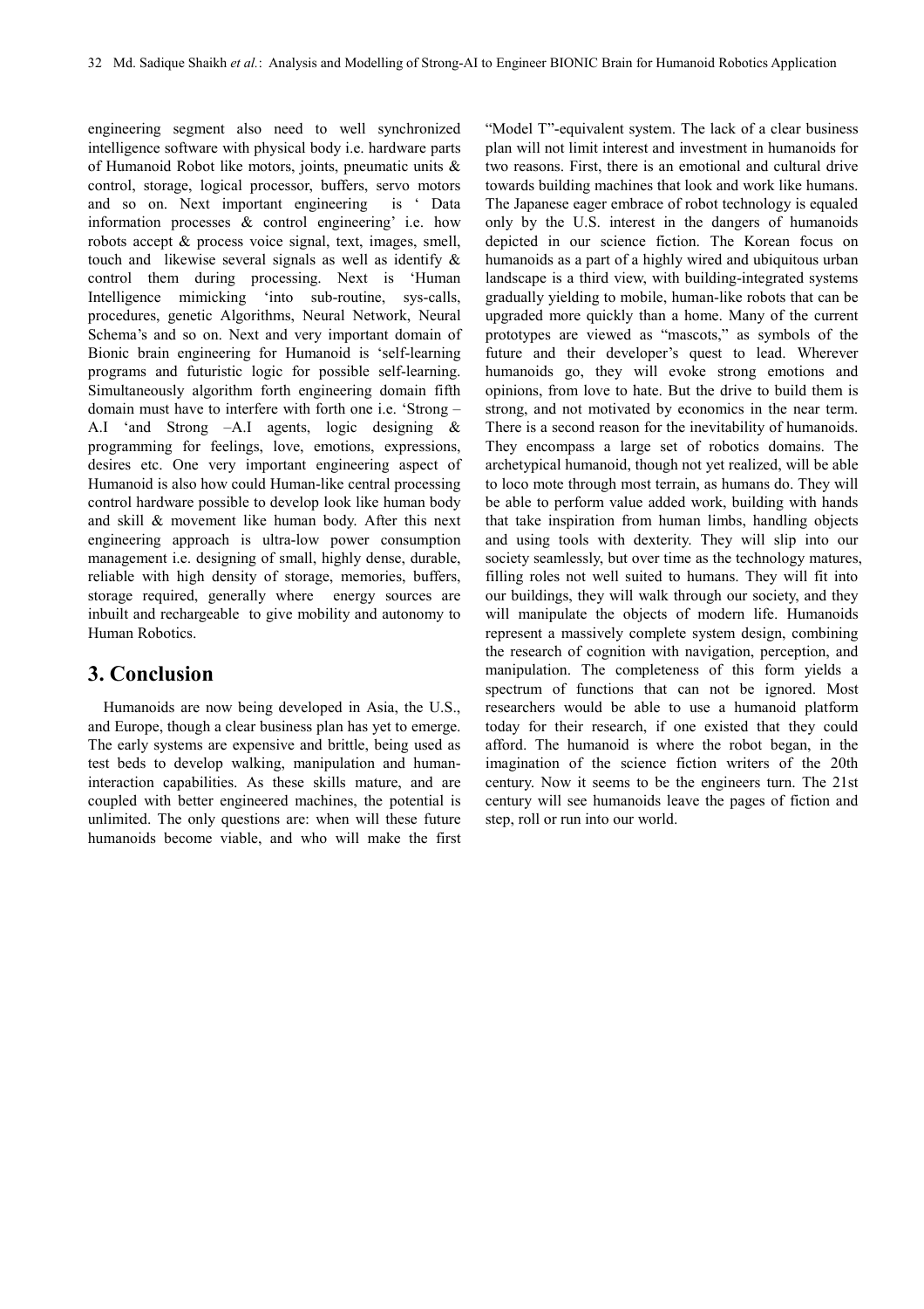engineering segment also need to well synchronized intelligence software with physical body i.e. hardware parts of Humanoid Robot like motors, joints, pneumatic units & control, storage, logical processor, buffers, servo motors and so on. Next important engineering is ' Data information processes & control engineering' i.e. how robots accept & process voice signal, text, images, smell, touch and likewise several signals as well as identify & control them during processing. Next is 'Human Intelligence mimicking 'into sub-routine, sys-calls, procedures, genetic Algorithms, Neural Network, Neural Schema's and so on. Next and very important domain of Bionic brain engineering for Humanoid is 'self-learning programs and futuristic logic for possible self-learning. Simultaneously algorithm forth engineering domain fifth domain must have to interfere with forth one i.e. 'Strong – A.I 'and Strong –A.I agents, logic designing & programming for feelings, love, emotions, expressions, desires etc. One very important engineering aspect of Humanoid is also how could Human-like central processing control hardware possible to develop look like human body and skill & movement like human body. After this next engineering approach is ultra-low power consumption management i.e. designing of small, highly dense, durable, reliable with high density of storage, memories, buffers, storage required, generally where energy sources are inbuilt and rechargeable to give mobility and autonomy to Human Robotics.

## 3. Conclusion

Humanoids are now being developed in Asia, the U.S., and Europe, though a clear business plan has yet to emerge. The early systems are expensive and brittle, being used as test beds to develop walking, manipulation and human-interaction capabilities. As these skills mature, and are coupled with better engineered machines, the potential is unlimited. The only questions are: when will these future humanoids become viable, and who will make the first "Model T"-equivalent system. The lack of a clear business plan will not limit interest and investment in humanoids for two reasons. First, there is an emotional and cultural drive towards building machines that look and work like humans. The Japanese eager embrace of robot technology is equaled only by the U.S. interest in the dangers of humanoids depicted in our science fiction. The Korean focus on humanoids as a part of a highly wired and ubiquitous urban landscape is a third view, with building-integrated systems gradually yielding to mobile, human-like robots that can be upgraded more quickly than a home. Many of the current prototypes are viewed as "mascots," as symbols of the future and their developer's quest to lead. Wherever humanoids go, they will evoke strong emotions and opinions, from love to hate. But the drive to build them is strong, and not motivated by economics in the near term. There is a second reason for the inevitability of humanoids. They encompass a large set of robotics domains. The archetypical humanoid, though not yet realized, will be able to loco mote through most terrain, as humans do. They will be able to perform value added work, building with hands that take inspiration from human limbs, handling objects and using tools with dexterity. They will slip into our society seamlessly, but over time as the technology matures, filling roles not well suited to humans. They will fit into our buildings, they will walk through our society, and they will manipulate the objects of modern life. Humanoids represent a massively complete system design, combining the research of cognition with navigation, perception, and manipulation. The completeness of this form yields a spectrum of functions that can not be ignored. Most researchers would be able to use a humanoid platform today for their research, if one existed that they could afford. The humanoid is where the robot began, in the imagination of the science fiction writers of the 20th century. Now it seems to be the engineers turn. The 21st century will see humanoids leave the pages of fiction and step, roll or run into our world.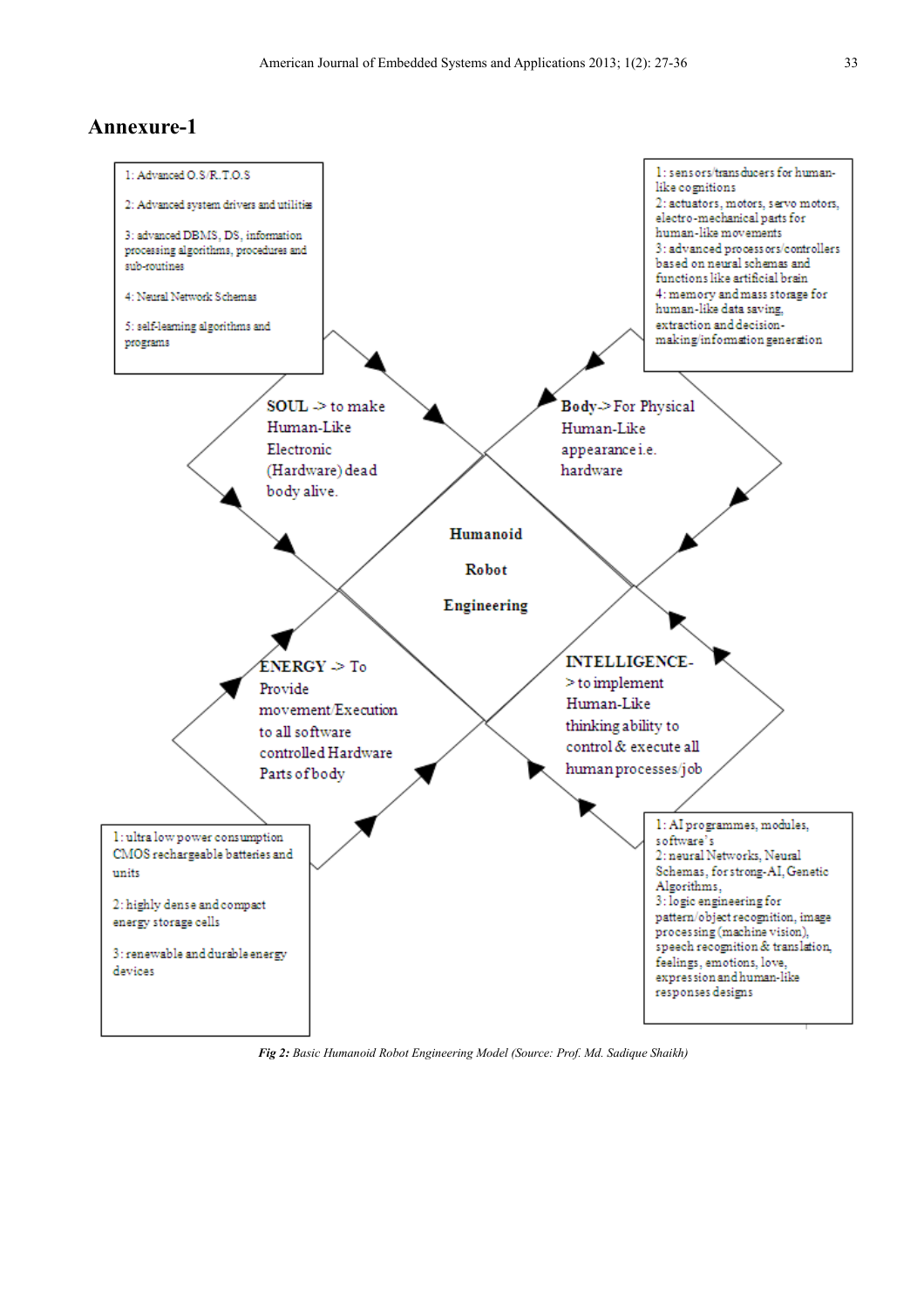## Annexure-1

1: Advanced O.S/R.T.O.S

2: Advanced system drivers and utilities

3: advanced DBMS, DS, information processing algorithms, procedures and sub-routines

4: Neural Network Schemas

5: self-learning algorithms and programs

1: sensors/transducers for human-like cognitions
2: actuators, motors, servo motors, electro-mechanical parts for human-like movements
3: advanced processors/controllers based on neural schemas and functions like artificial brain
4: memory and mass storage for human-like data saving, extraction and decision-making/information generation

SOUL -> to make Human-Like Electronic (Hardware) dead body alive.

Body-> For Physical Human-Like appearance i.e. hardware

Humanoid Robot Engineering

ENERGY -> To Provide movement/Execution to all software controlled Hardware Parts of body

INTELLIGENCE-> to implement Human-Like thinking ability to control & execute all human processes/job

1: ultra low power consumption CMOS rechargeable batteries and units

2: highly dense and compact energy storage cells

3: renewable and durable energy devices

1: AI programmes, modules, software's
2: neural Networks, Neural Schemas, for strong-AI, Genetic Algorithms,
3: logic engineering for pattern/object recognition, image processing (machine vision), speech recognition & translation, feelings, emotions, love, expression and human-like responses designs

***Fig 2:*** *Basic Humanoid Robot Engineering Model (Source: Prof. Md. Sadique Shaikh)*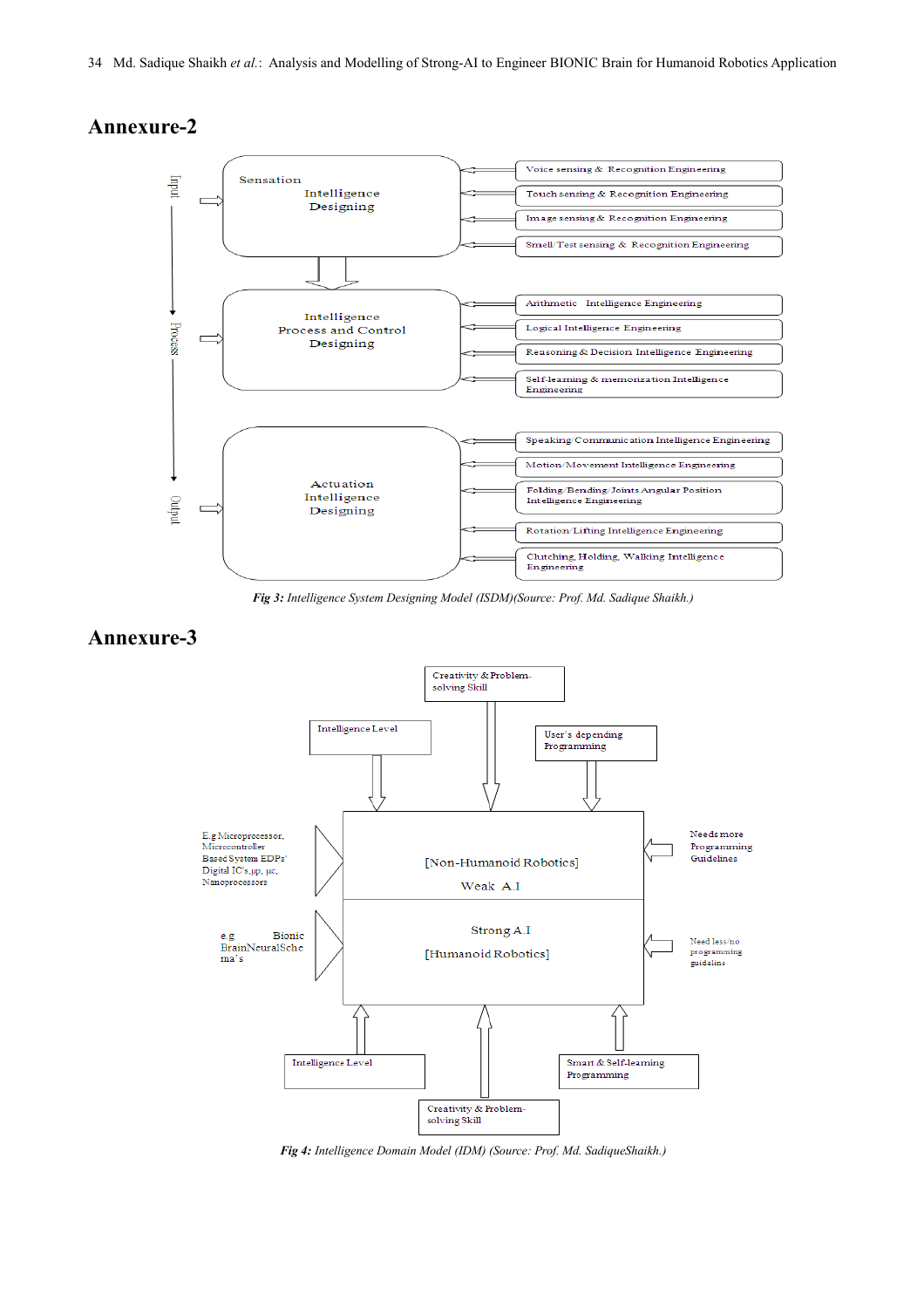## Annexure-2

Input → Process → Output

Sensation Intelligence Designing

- Voice sensing & Recognition Engineering
- Touch sensing & Recognition Engineering
- Image sensing & Recognition Engineering
- Smell/Test sensing & Recognition Engineering

Intelligence Process and Control Designing

- Arithmetic Intelligence Engineering
- Logical Intelligence Engineering
- Reasoning & Decision Intelligence Engineering
- Self-learning & memorization Intelligence Engineering

Actuation Intelligence Designing

- Speaking/Communication Intelligence Engineering
- Motion/Movement Intelligence Engineering
- Folding/Bending/Joints Angular Position Intelligence Engineering
- Rotation/Lifting Intelligence Engineering
- Clutching, Holding, Walking Intelligence Engineering

*Fig 3: Intelligence System Designing Model (ISDM)(Source: Prof. Md. Sadique Shaikh.)*

## Annexure-3

Creativity & Problem-solving Skill

Intelligence Level

User's depending Programming

E.g Microprocessor, Microcontroller Based System EDPs' Digital IC's, μp, μc, Nanoprocessors

[Non-Humanoid Robotics]

Weak A.I

Needs more Programming Guidelines

e.g Bionic BrainNeuralSchema's

Strong A.I

[Humanoid Robotics]

Need less/no programming guideline

Intelligence Level

Smart & Self-learning Programming

Creativity & Problem-solving Skill

*Fig 4: Intelligence Domain Model (IDM) (Source: Prof. Md. SadiqueShaikh.)*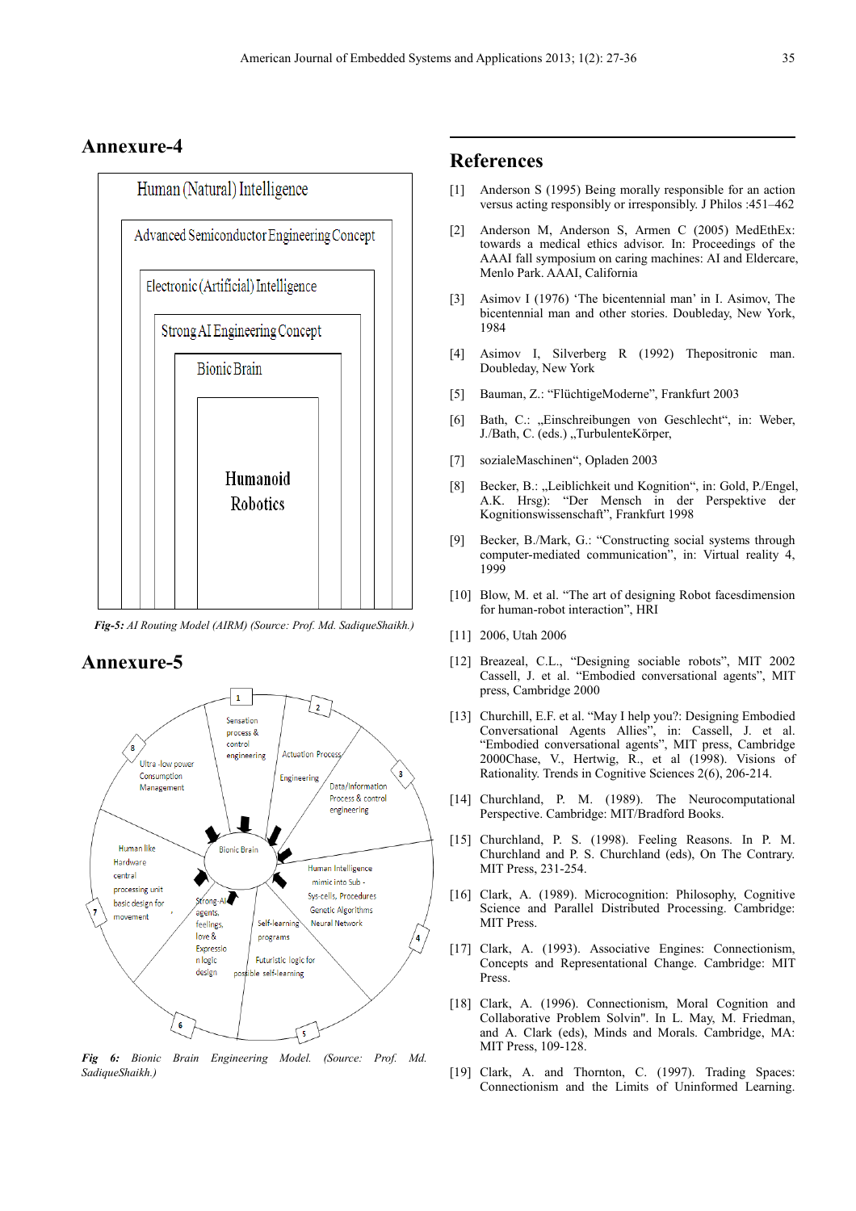## Annexure-4

Human (Natural) Intelligence

Advanced Semiconductor Engineering Concept

Electronic (Artificial) Intelligence

Strong AI Engineering Concept

Bionic Brain

Humanoid Robotics

***Fig-5:*** *AI Routing Model (AIRM) (Source: Prof. Md. SadiqueShaikh.)*

## Annexure-5

1 Sensation process & control engineering

2 Actuation Process Engineering

3 Data/information Process & control engineering

4 Human Intelligence mimic into Sub - Sys-cells, Procedures Genetic Algorithms Neural Network

5 Self-learning programs Futuristic logic for possible self-learning

6 Strong-AI agents, feelings, love & Expression logic design

7 Human like Hardware central processing unit basic design for movement

8 Ultra -low power Consumption Management

Bionic Brain

***Fig 6:*** *Bionic Brain Engineering Model. (Source: Prof. Md. SadiqueShaikh.)*

## References

[1] Anderson S (1995) Being morally responsible for an action versus acting responsibly or irresponsibly. J Philos :451–462

[2] Anderson M, Anderson S, Armen C (2005) MedEthEx: towards a medical ethics advisor. In: Proceedings of the AAAI fall symposium on caring machines: AI and Eldercare, Menlo Park. AAAI, California

[3] Asimov I (1976) 'The bicentennial man' in I. Asimov, The bicentennial man and other stories. Doubleday, New York, 1984

[4] Asimov I, Silverberg R (1992) Thepositronic man. Doubleday, New York

[5] Bauman, Z.: "FlüchtigeModerne", Frankfurt 2003

[6] Bath, C.: „Einschreibungen von Geschlecht", in: Weber, J./Bath, C. (eds.) „TurbulenteKörper,

[7] sozialeMaschinen", Opladen 2003

[8] Becker, B.: „Leiblichkeit und Kognition", in: Gold, P./Engel, A.K. Hrsg): "Der Mensch in der Perspektive der Kognitionswissenschaft", Frankfurt 1998

[9] Becker, B./Mark, G.: "Constructing social systems through computer-mediated communication", in: Virtual reality 4, 1999

[10] Blow, M. et al. "The art of designing Robot facesdimension for human-robot interaction", HRI

[11] 2006, Utah 2006

[12] Breazeal, C.L., "Designing sociable robots", MIT 2002 Cassell, J. et al. "Embodied conversational agents", MIT press, Cambridge 2000

[13] Churchill, E.F. et al. "May I help you?: Designing Embodied Conversational Agents Allies", in: Cassell, J. et al. "Embodied conversational agents", MIT press, Cambridge 2000Chase, V., Hertwig, R., et al (1998). Visions of Rationality. Trends in Cognitive Sciences 2(6), 206-214.

[14] Churchland, P. M. (1989). The Neurocomputational Perspective. Cambridge: MIT/Bradford Books.

[15] Churchland, P. S. (1998). Feeling Reasons. In P. M. Churchland and P. S. Churchland (eds), On The Contrary. MIT Press, 231-254.

[16] Clark, A. (1989). Microcognition: Philosophy, Cognitive Science and Parallel Distributed Processing. Cambridge: MIT Press.

[17] Clark, A. (1993). Associative Engines: Connectionism, Concepts and Representational Change. Cambridge: MIT Press.

[18] Clark, A. (1996). Connectionism, Moral Cognition and Collaborative Problem Solvin". In L. May, M. Friedman, and A. Clark (eds), Minds and Morals. Cambridge, MA: MIT Press, 109-128.

[19] Clark, A. and Thornton, C. (1997). Trading Spaces: Connectionism and the Limits of Uninformed Learning.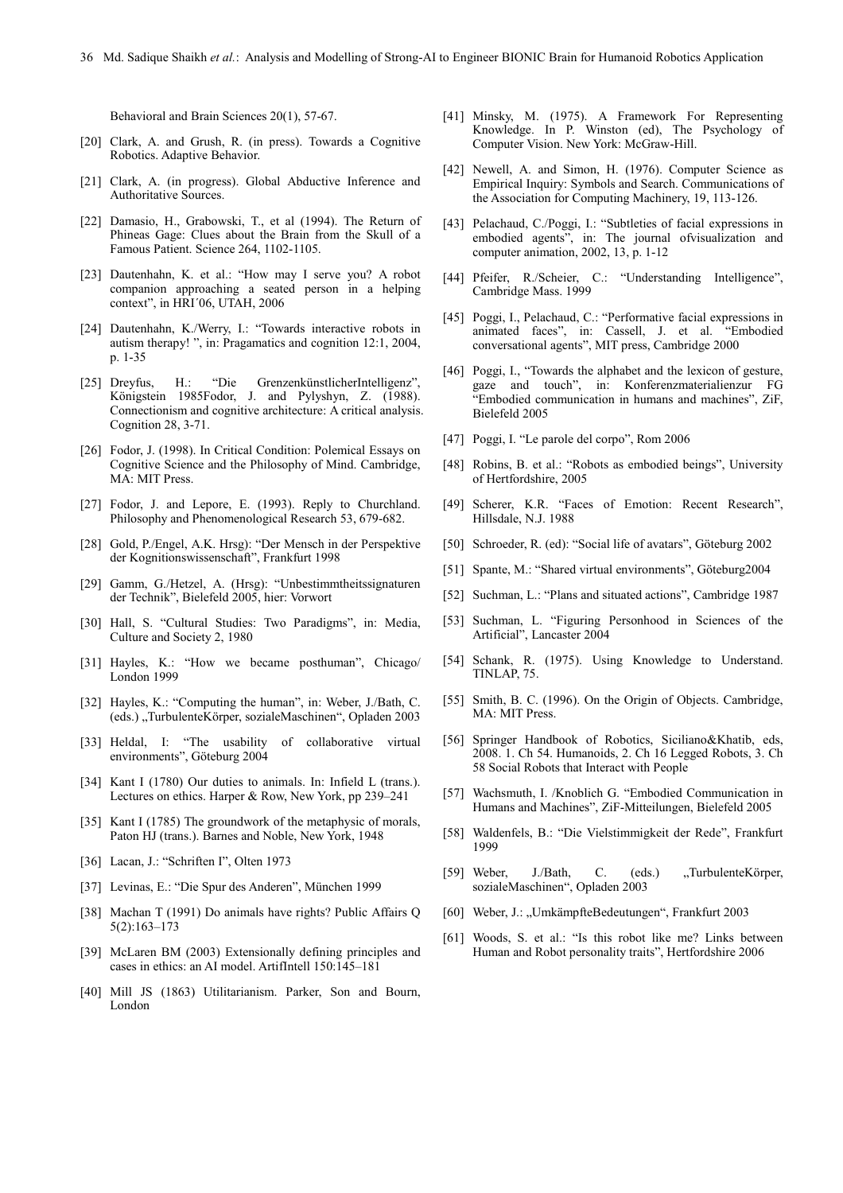Behavioral and Brain Sciences 20(1), 57-67.

[20] Clark, A. and Grush, R. (in press). Towards a Cognitive Robotics. Adaptive Behavior.

[21] Clark, A. (in progress). Global Abductive Inference and Authoritative Sources.

[22] Damasio, H., Grabowski, T., et al (1994). The Return of Phineas Gage: Clues about the Brain from the Skull of a Famous Patient. Science 264, 1102-1105.

[23] Dautenhahn, K. et al.: "How may I serve you? A robot companion approaching a seated person in a helping context", in HRI´06, UTAH, 2006

[24] Dautenhahn, K./Werry, I.: "Towards interactive robots in autism therapy! ", in: Pragamatics and cognition 12:1, 2004, p. 1-35

[25] Dreyfus, H.: "Die GrenzenkünstlicherIntelligenz", Königstein 1985Fodor, J. and Pylyshyn, Z. (1988). Connectionism and cognitive architecture: A critical analysis. Cognition 28, 3-71.

[26] Fodor, J. (1998). In Critical Condition: Polemical Essays on Cognitive Science and the Philosophy of Mind. Cambridge, MA: MIT Press.

[27] Fodor, J. and Lepore, E. (1993). Reply to Churchland. Philosophy and Phenomenological Research 53, 679-682.

[28] Gold, P./Engel, A.K. Hrsg): "Der Mensch in der Perspektive der Kognitionswissenschaft", Frankfurt 1998

[29] Gamm, G./Hetzel, A. (Hrsg): "Unbestimmtheitssignaturen der Technik", Bielefeld 2005, hier: Vorwort

[30] Hall, S. "Cultural Studies: Two Paradigms", in: Media, Culture and Society 2, 1980

[31] Hayles, K.: "How we became posthuman", Chicago/ London 1999

[32] Hayles, K.: "Computing the human", in: Weber, J./Bath, C. (eds.) „TurbulenteKörper, sozialeMaschinen", Opladen 2003

[33] Heldal, I: "The usability of collaborative virtual environments", Göteburg 2004

[34] Kant I (1780) Our duties to animals. In: Infield L (trans.). Lectures on ethics. Harper & Row, New York, pp 239–241

[35] Kant I (1785) The groundwork of the metaphysic of morals, Paton HJ (trans.). Barnes and Noble, New York, 1948

[36] Lacan, J.: "Schriften I", Olten 1973

[37] Levinas, E.: "Die Spur des Anderen", München 1999

[38] Machan T (1991) Do animals have rights? Public Affairs Q 5(2):163–173

[39] McLaren BM (2003) Extensionally defining principles and cases in ethics: an AI model. ArtifIntell 150:145–181

[40] Mill JS (1863) Utilitarianism. Parker, Son and Bourn, London

[41] Minsky, M. (1975). A Framework For Representing Knowledge. In P. Winston (ed), The Psychology of Computer Vision. New York: McGraw-Hill.

[42] Newell, A. and Simon, H. (1976). Computer Science as Empirical Inquiry: Symbols and Search. Communications of the Association for Computing Machinery, 19, 113-126.

[43] Pelachaud, C./Poggi, I.: "Subtleties of facial expressions in embodied agents", in: The journal ofvisualization and computer animation, 2002, 13, p. 1-12

[44] Pfeifer, R./Scheier, C.: "Understanding Intelligence", Cambridge Mass. 1999

[45] Poggi, I., Pelachaud, C.: "Performative facial expressions in animated faces", in: Cassell, J. et al. "Embodied conversational agents", MIT press, Cambridge 2000

[46] Poggi, I., "Towards the alphabet and the lexicon of gesture, gaze and touch", in: Konferenzmaterialienzur FG "Embodied communication in humans and machines", ZiF, Bielefeld 2005

[47] Poggi, I. "Le parole del corpo", Rom 2006

[48] Robins, B. et al.: "Robots as embodied beings", University of Hertfordshire, 2005

[49] Scherer, K.R. "Faces of Emotion: Recent Research", Hillsdale, N.J. 1988

[50] Schroeder, R. (ed): "Social life of avatars", Göteburg 2002

[51] Spante, M.: "Shared virtual environments", Göteburg2004

[52] Suchman, L.: "Plans and situated actions", Cambridge 1987

[53] Suchman, L. "Figuring Personhood in Sciences of the Artificial", Lancaster 2004

[54] Schank, R. (1975). Using Knowledge to Understand. TINLAP, 75.

[55] Smith, B. C. (1996). On the Origin of Objects. Cambridge, MA: MIT Press.

[56] Springer Handbook of Robotics, Siciliano&Khatib, eds, 2008. 1. Ch 54. Humanoids, 2. Ch 16 Legged Robots, 3. Ch 58 Social Robots that Interact with People

[57] Wachsmuth, I. /Knoblich G. "Embodied Communication in Humans and Machines", ZiF-Mitteilungen, Bielefeld 2005

[58] Waldenfels, B.: "Die Vielstimmigkeit der Rede", Frankfurt 1999

[59] Weber, J./Bath, C. (eds.) „TurbulenteKörper, sozialeMaschinen", Opladen 2003

[60] Weber, J.: „UmkämpfteBedeutungen", Frankfurt 2003

[61] Woods, S. et al.: "Is this robot like me? Links between Human and Robot personality traits", Hertfordshire 2006